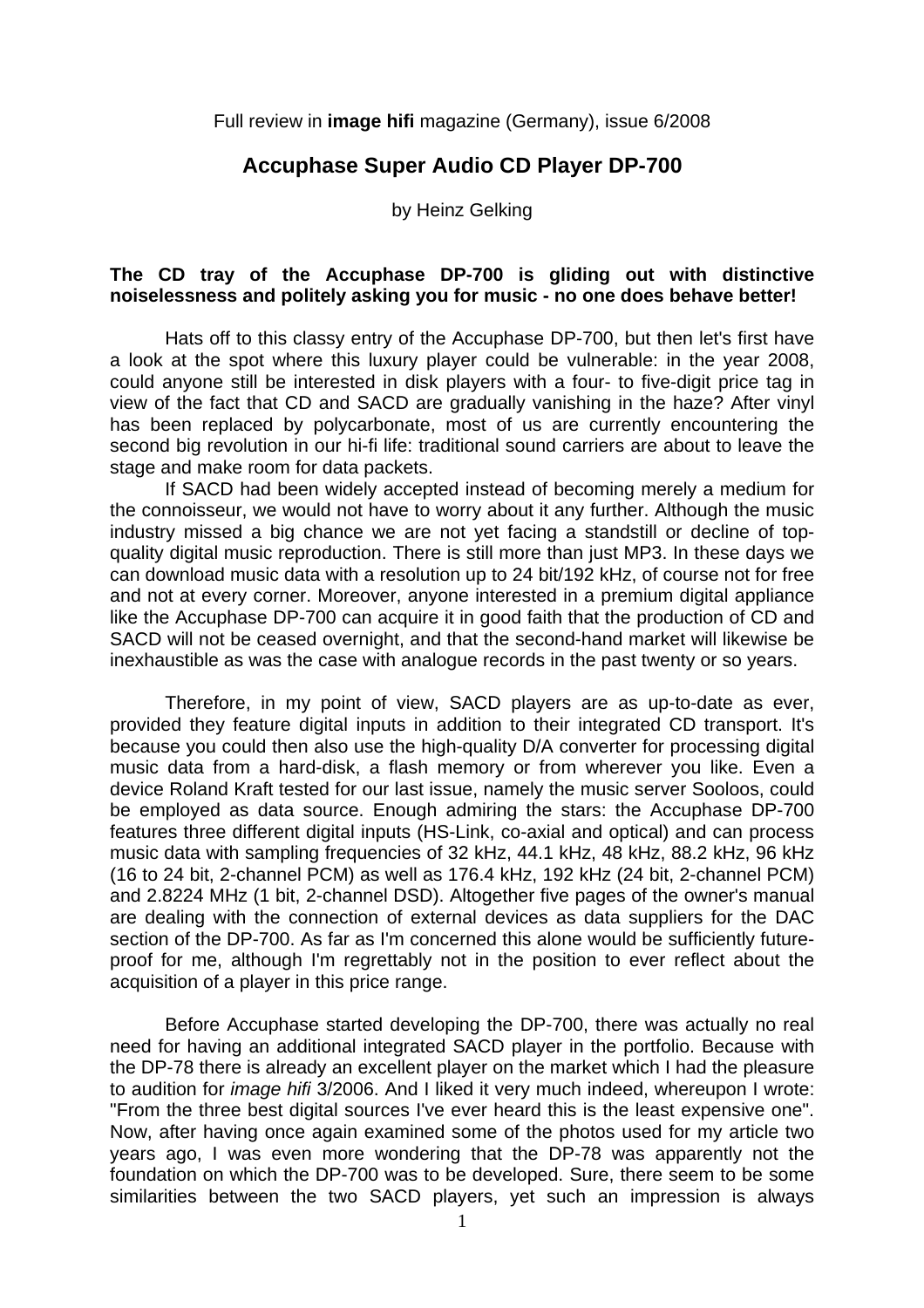Full review in **image hifi** magazine (Germany), issue 6/2008

# Accuphase Super Audio CD Player DP-700

by Heinz Gelking

**The CD tray of the Accuphase DP-700 is gliding out with distinctive noiselessness and politely asking you for music - no one does behave better!**

Hats off to this classy entry of the Accuphase DP-700, but then let's first have a look at the spot where this luxury player could be vulnerable: in the year 2008, could anyone still be interested in disk players with a four- to five-digit price tag in view of the fact that CD and SACD are gradually vanishing in the haze? After vinyl has been replaced by polycarbonate, most of us are currently encountering the second big revolution in our hi-fi life: traditional sound carriers are about to leave the stage and make room for data packets.

If SACD had been widely accepted instead of becoming merely a medium for the connoisseur, we would not have to worry about it any further. Although the music industry missed a big chance we are not yet facing a standstill or decline of top-quality digital music reproduction. There is still more than just MP3. In these days we can download music data with a resolution up to 24 bit/192 kHz, of course not for free and not at every corner. Moreover, anyone interested in a premium digital appliance like the Accuphase DP-700 can acquire it in good faith that the production of CD and SACD will not be ceased overnight, and that the second-hand market will likewise be inexhaustible as was the case with analogue records in the past twenty or so years.

Therefore, in my point of view, SACD players are as up-to-date as ever, provided they feature digital inputs in addition to their integrated CD transport. It's because you could then also use the high-quality D/A converter for processing digital music data from a hard-disk, a flash memory or from wherever you like. Even a device Roland Kraft tested for our last issue, namely the music server Sooloos, could be employed as data source. Enough admiring the stars: the Accuphase DP-700 features three different digital inputs (HS-Link, co-axial and optical) and can process music data with sampling frequencies of 32 kHz, 44.1 kHz, 48 kHz, 88.2 kHz, 96 kHz (16 to 24 bit, 2-channel PCM) as well as 176.4 kHz, 192 kHz (24 bit, 2-channel PCM) and 2.8224 MHz (1 bit, 2-channel DSD). Altogether five pages of the owner's manual are dealing with the connection of external devices as data suppliers for the DAC section of the DP-700. As far as I'm concerned this alone would be sufficiently future-proof for me, although I'm regrettably not in the position to ever reflect about the acquisition of a player in this price range.

Before Accuphase started developing the DP-700, there was actually no real need for having an additional integrated SACD player in the portfolio. Because with the DP-78 there is already an excellent player on the market which I had the pleasure to audition for *image hifi* 3/2006. And I liked it very much indeed, whereupon I wrote: "From the three best digital sources I've ever heard this is the least expensive one". Now, after having once again examined some of the photos used for my article two years ago, I was even more wondering that the DP-78 was apparently not the foundation on which the DP-700 was to be developed. Sure, there seem to be some similarities between the two SACD players, yet such an impression is always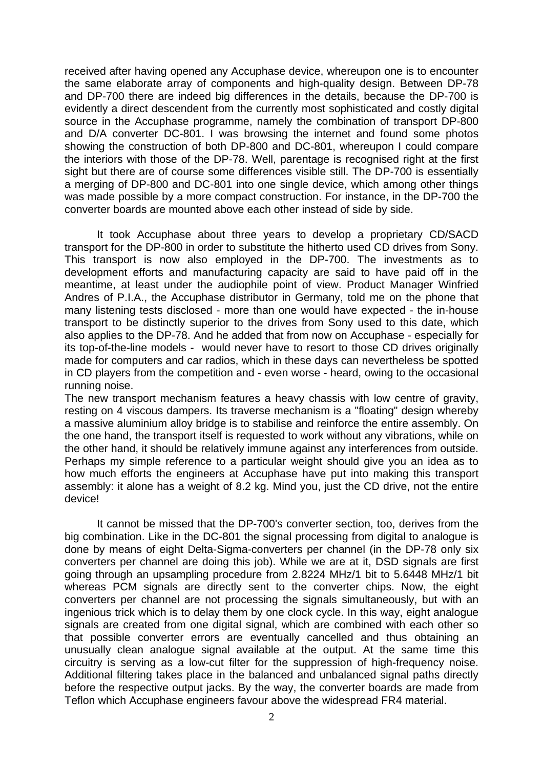received after having opened any Accuphase device, whereupon one is to encounter the same elaborate array of components and high-quality design. Between DP-78 and DP-700 there are indeed big differences in the details, because the DP-700 is evidently a direct descendent from the currently most sophisticated and costly digital source in the Accuphase programme, namely the combination of transport DP-800 and D/A converter DC-801. I was browsing the internet and found some photos showing the construction of both DP-800 and DC-801, whereupon I could compare the interiors with those of the DP-78. Well, parentage is recognised right at the first sight but there are of course some differences visible still. The DP-700 is essentially a merging of DP-800 and DC-801 into one single device, which among other things was made possible by a more compact construction. For instance, in the DP-700 the converter boards are mounted above each other instead of side by side.

It took Accuphase about three years to develop a proprietary CD/SACD transport for the DP-800 in order to substitute the hitherto used CD drives from Sony. This transport is now also employed in the DP-700. The investments as to development efforts and manufacturing capacity are said to have paid off in the meantime, at least under the audiophile point of view. Product Manager Winfried Andres of P.I.A., the Accuphase distributor in Germany, told me on the phone that many listening tests disclosed - more than one would have expected - the in-house transport to be distinctly superior to the drives from Sony used to this date, which also applies to the DP-78. And he added that from now on Accuphase - especially for its top-of-the-line models - would never have to resort to those CD drives originally made for computers and car radios, which in these days can nevertheless be spotted in CD players from the competition and - even worse - heard, owing to the occasional running noise.

The new transport mechanism features a heavy chassis with low centre of gravity, resting on 4 viscous dampers. Its traverse mechanism is a "floating" design whereby a massive aluminium alloy bridge is to stabilise and reinforce the entire assembly. On the one hand, the transport itself is requested to work without any vibrations, while on the other hand, it should be relatively immune against any interferences from outside. Perhaps my simple reference to a particular weight should give you an idea as to how much efforts the engineers at Accuphase have put into making this transport assembly: it alone has a weight of 8.2 kg. Mind you, just the CD drive, not the entire device!

It cannot be missed that the DP-700's converter section, too, derives from the big combination. Like in the DC-801 the signal processing from digital to analogue is done by means of eight Delta-Sigma-converters per channel (in the DP-78 only six converters per channel are doing this job). While we are at it, DSD signals are first going through an upsampling procedure from 2.8224 MHz/1 bit to 5.6448 MHz/1 bit whereas PCM signals are directly sent to the converter chips. Now, the eight converters per channel are not processing the signals simultaneously, but with an ingenious trick which is to delay them by one clock cycle. In this way, eight analogue signals are created from one digital signal, which are combined with each other so that possible converter errors are eventually cancelled and thus obtaining an unusually clean analogue signal available at the output. At the same time this circuitry is serving as a low-cut filter for the suppression of high-frequency noise. Additional filtering takes place in the balanced and unbalanced signal paths directly before the respective output jacks. By the way, the converter boards are made from Teflon which Accuphase engineers favour above the widespread FR4 material.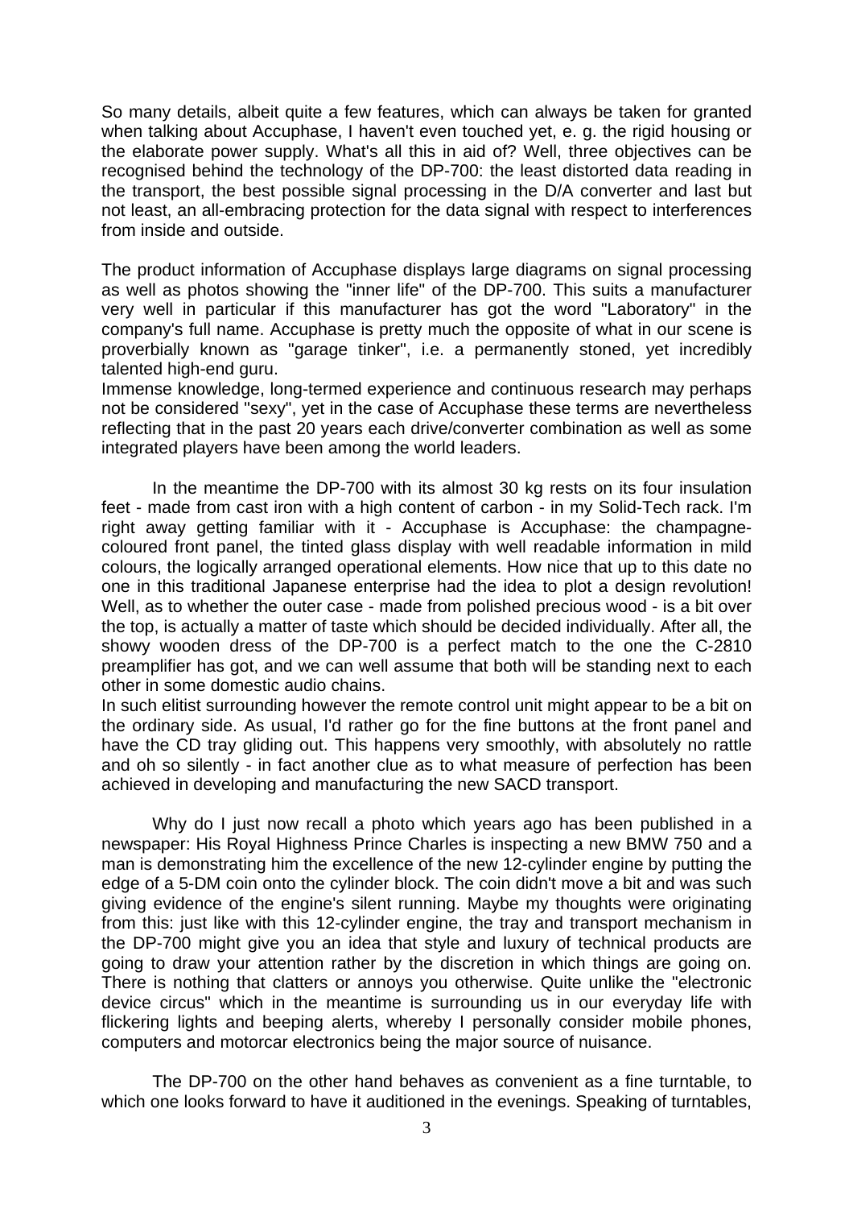So many details, albeit quite a few features, which can always be taken for granted when talking about Accuphase, I haven't even touched yet, e. g. the rigid housing or the elaborate power supply. What's all this in aid of? Well, three objectives can be recognised behind the technology of the DP-700: the least distorted data reading in the transport, the best possible signal processing in the D/A converter and last but not least, an all-embracing protection for the data signal with respect to interferences from inside and outside.

The product information of Accuphase displays large diagrams on signal processing as well as photos showing the "inner life" of the DP-700. This suits a manufacturer very well in particular if this manufacturer has got the word "Laboratory" in the company's full name. Accuphase is pretty much the opposite of what in our scene is proverbially known as "garage tinker", i.e. a permanently stoned, yet incredibly talented high-end guru.
Immense knowledge, long-termed experience and continuous research may perhaps not be considered "sexy", yet in the case of Accuphase these terms are nevertheless reflecting that in the past 20 years each drive/converter combination as well as some integrated players have been among the world leaders.

In the meantime the DP-700 with its almost 30 kg rests on its four insulation feet - made from cast iron with a high content of carbon - in my Solid-Tech rack. I'm right away getting familiar with it - Accuphase is Accuphase: the champagne-coloured front panel, the tinted glass display with well readable information in mild colours, the logically arranged operational elements. How nice that up to this date no one in this traditional Japanese enterprise had the idea to plot a design revolution! Well, as to whether the outer case - made from polished precious wood - is a bit over the top, is actually a matter of taste which should be decided individually. After all, the showy wooden dress of the DP-700 is a perfect match to the one the C-2810 preamplifier has got, and we can well assume that both will be standing next to each other in some domestic audio chains.
In such elitist surrounding however the remote control unit might appear to be a bit on the ordinary side. As usual, I'd rather go for the fine buttons at the front panel and have the CD tray gliding out. This happens very smoothly, with absolutely no rattle and oh so silently - in fact another clue as to what measure of perfection has been achieved in developing and manufacturing the new SACD transport.

Why do I just now recall a photo which years ago has been published in a newspaper: His Royal Highness Prince Charles is inspecting a new BMW 750 and a man is demonstrating him the excellence of the new 12-cylinder engine by putting the edge of a 5-DM coin onto the cylinder block. The coin didn't move a bit and was such giving evidence of the engine's silent running. Maybe my thoughts were originating from this: just like with this 12-cylinder engine, the tray and transport mechanism in the DP-700 might give you an idea that style and luxury of technical products are going to draw your attention rather by the discretion in which things are going on. There is nothing that clatters or annoys you otherwise. Quite unlike the "electronic device circus" which in the meantime is surrounding us in our everyday life with flickering lights and beeping alerts, whereby I personally consider mobile phones, computers and motorcar electronics being the major source of nuisance.

The DP-700 on the other hand behaves as convenient as a fine turntable, to which one looks forward to have it auditioned in the evenings. Speaking of turntables,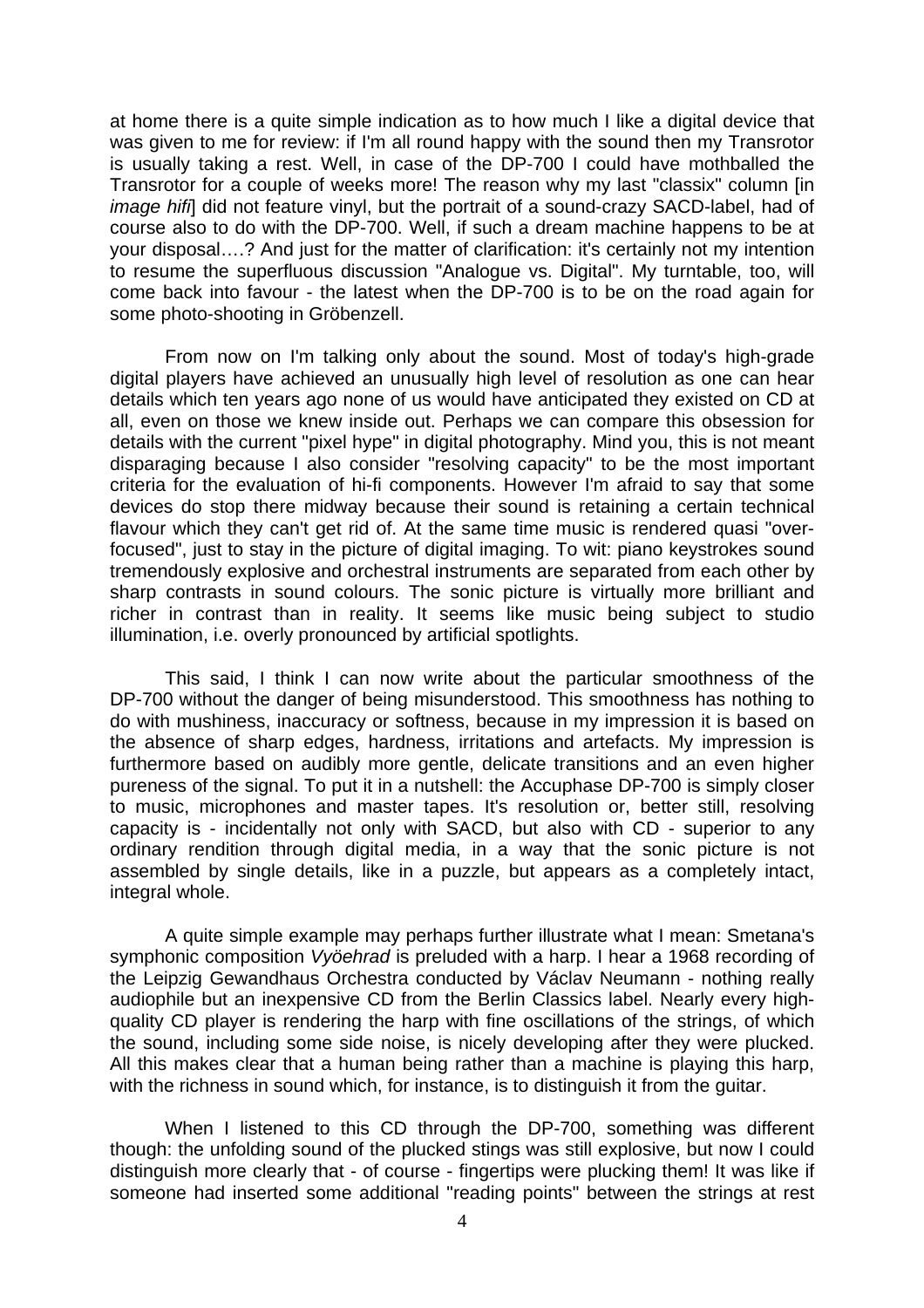at home there is a quite simple indication as to how much I like a digital device that was given to me for review: if I'm all round happy with the sound then my Transrotor is usually taking a rest. Well, in case of the DP-700 I could have mothballed the Transrotor for a couple of weeks more! The reason why my last "classix" column [in *image hifi*] did not feature vinyl, but the portrait of a sound-crazy SACD-label, had of course also to do with the DP-700. Well, if such a dream machine happens to be at your disposal….? And just for the matter of clarification: it's certainly not my intention to resume the superfluous discussion "Analogue vs. Digital". My turntable, too, will come back into favour - the latest when the DP-700 is to be on the road again for some photo-shooting in Gröbenzell.

From now on I'm talking only about the sound. Most of today's high-grade digital players have achieved an unusually high level of resolution as one can hear details which ten years ago none of us would have anticipated they existed on CD at all, even on those we knew inside out. Perhaps we can compare this obsession for details with the current "pixel hype" in digital photography. Mind you, this is not meant disparaging because I also consider "resolving capacity" to be the most important criteria for the evaluation of hi-fi components. However I'm afraid to say that some devices do stop there midway because their sound is retaining a certain technical flavour which they can't get rid of. At the same time music is rendered quasi "over-focused", just to stay in the picture of digital imaging. To wit: piano keystrokes sound tremendously explosive and orchestral instruments are separated from each other by sharp contrasts in sound colours. The sonic picture is virtually more brilliant and richer in contrast than in reality. It seems like music being subject to studio illumination, i.e. overly pronounced by artificial spotlights.

This said, I think I can now write about the particular smoothness of the DP-700 without the danger of being misunderstood. This smoothness has nothing to do with mushiness, inaccuracy or softness, because in my impression it is based on the absence of sharp edges, hardness, irritations and artefacts. My impression is furthermore based on audibly more gentle, delicate transitions and an even higher pureness of the signal. To put it in a nutshell: the Accuphase DP-700 is simply closer to music, microphones and master tapes. It's resolution or, better still, resolving capacity is - incidentally not only with SACD, but also with CD - superior to any ordinary rendition through digital media, in a way that the sonic picture is not assembled by single details, like in a puzzle, but appears as a completely intact, integral whole.

A quite simple example may perhaps further illustrate what I mean: Smetana's symphonic composition *Vyöehrad* is preluded with a harp. I hear a 1968 recording of the Leipzig Gewandhaus Orchestra conducted by Václav Neumann - nothing really audiophile but an inexpensive CD from the Berlin Classics label. Nearly every high-quality CD player is rendering the harp with fine oscillations of the strings, of which the sound, including some side noise, is nicely developing after they were plucked. All this makes clear that a human being rather than a machine is playing this harp, with the richness in sound which, for instance, is to distinguish it from the guitar.

When I listened to this CD through the DP-700, something was different though: the unfolding sound of the plucked stings was still explosive, but now I could distinguish more clearly that - of course - fingertips were plucking them! It was like if someone had inserted some additional "reading points" between the strings at rest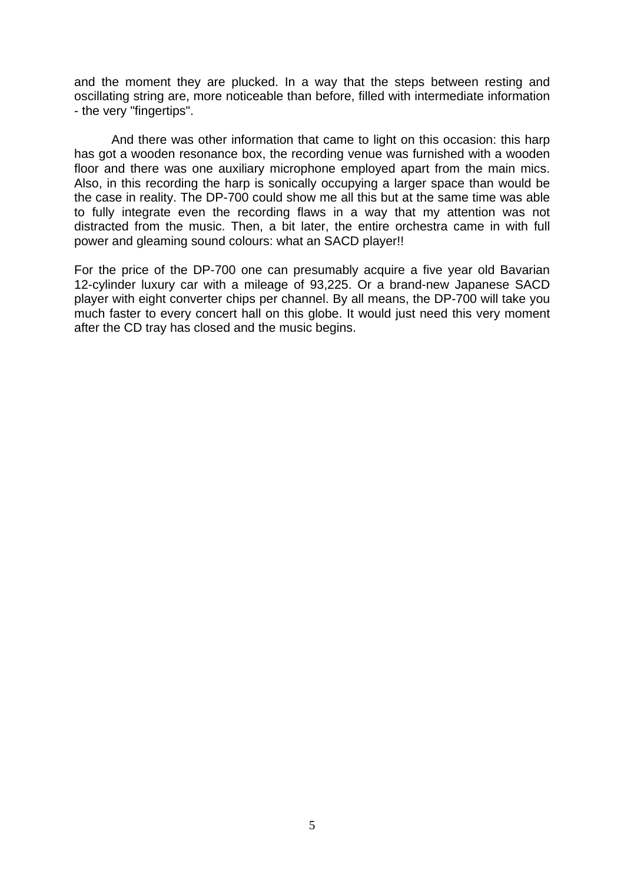and the moment they are plucked. In a way that the steps between resting and oscillating string are, more noticeable than before, filled with intermediate information - the very "fingertips".

And there was other information that came to light on this occasion: this harp has got a wooden resonance box, the recording venue was furnished with a wooden floor and there was one auxiliary microphone employed apart from the main mics. Also, in this recording the harp is sonically occupying a larger space than would be the case in reality. The DP-700 could show me all this but at the same time was able to fully integrate even the recording flaws in a way that my attention was not distracted from the music. Then, a bit later, the entire orchestra came in with full power and gleaming sound colours: what an SACD player!!

For the price of the DP-700 one can presumably acquire a five year old Bavarian 12-cylinder luxury car with a mileage of 93,225. Or a brand-new Japanese SACD player with eight converter chips per channel. By all means, the DP-700 will take you much faster to every concert hall on this globe. It would just need this very moment after the CD tray has closed and the music begins.